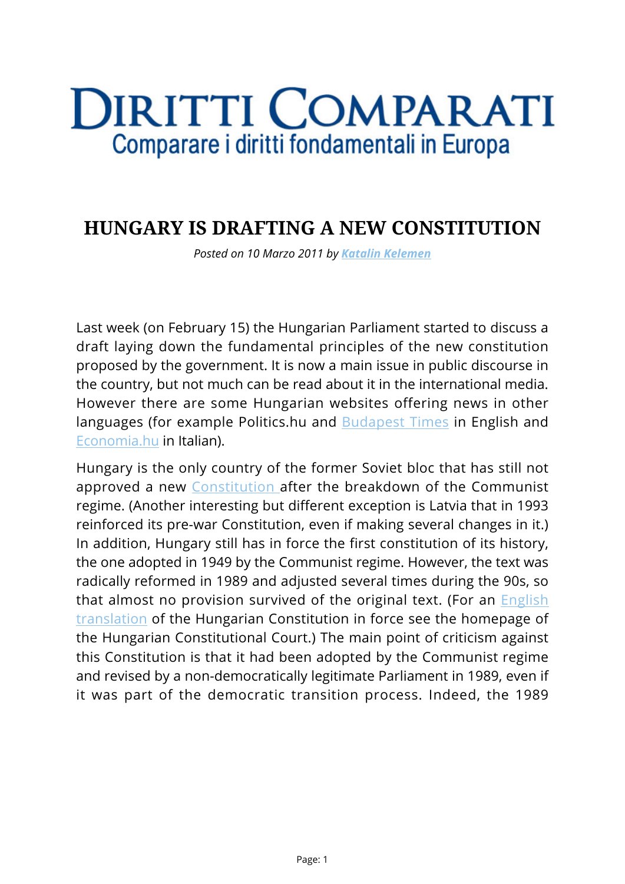# Diritti Comparati

Comparare i diritti fondamentali in Europa

## HUNGARY IS DRAFTING A NEW CONSTITUTION

*Posted on 10 Marzo 2011 by* ***Katalin Kelemen***

Last week (on February 15) the Hungarian Parliament started to discuss a draft laying down the fundamental principles of the new constitution proposed by the government. It is now a main issue in public discourse in the country, but not much can be read about it in the international media. However there are some Hungarian websites offering news in other languages (for example Politics.hu and Budapest Times in English and Economia.hu in Italian).

Hungary is the only country of the former Soviet bloc that has still not approved a new Constitution after the breakdown of the Communist regime. (Another interesting but different exception is Latvia that in 1993 reinforced its pre-war Constitution, even if making several changes in it.) In addition, Hungary still has in force the first constitution of its history, the one adopted in 1949 by the Communist regime. However, the text was radically reformed in 1989 and adjusted several times during the 90s, so that almost no provision survived of the original text. (For an English translation of the Hungarian Constitution in force see the homepage of the Hungarian Constitutional Court.) The main point of criticism against this Constitution is that it had been adopted by the Communist regime and revised by a non-democratically legitimate Parliament in 1989, even if it was part of the democratic transition process. Indeed, the 1989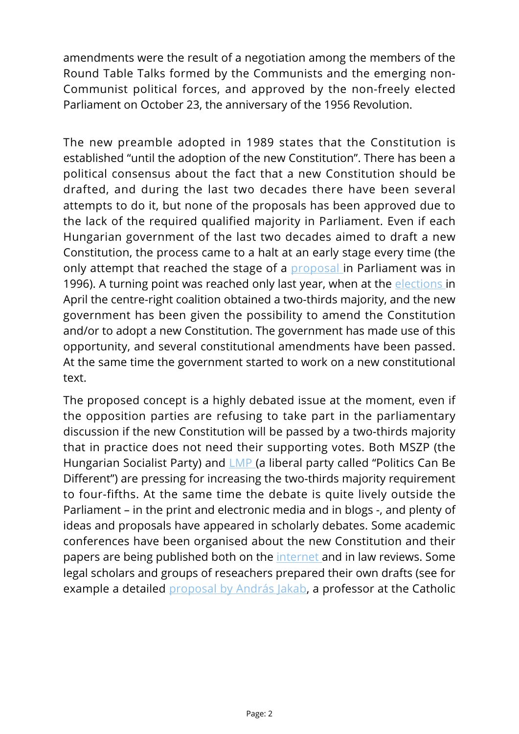amendments were the result of a negotiation among the members of the Round Table Talks formed by the Communists and the emerging non-Communist political forces, and approved by the non-freely elected Parliament on October 23, the anniversary of the 1956 Revolution.

The new preamble adopted in 1989 states that the Constitution is established "until the adoption of the new Constitution". There has been a political consensus about the fact that a new Constitution should be drafted, and during the last two decades there have been several attempts to do it, but none of the proposals has been approved due to the lack of the required qualified majority in Parliament. Even if each Hungarian government of the last two decades aimed to draft a new Constitution, the process came to a halt at an early stage every time (the only attempt that reached the stage of a proposal in Parliament was in 1996). A turning point was reached only last year, when at the elections in April the centre-right coalition obtained a two-thirds majority, and the new government has been given the possibility to amend the Constitution and/or to adopt a new Constitution. The government has made use of this opportunity, and several constitutional amendments have been passed. At the same time the government started to work on a new constitutional text.

The proposed concept is a highly debated issue at the moment, even if the opposition parties are refusing to take part in the parliamentary discussion if the new Constitution will be passed by a two-thirds majority that in practice does not need their supporting votes. Both MSZP (the Hungarian Socialist Party) and LMP (a liberal party called "Politics Can Be Different") are pressing for increasing the two-thirds majority requirement to four-fifths. At the same time the debate is quite lively outside the Parliament – in the print and electronic media and in blogs -, and plenty of ideas and proposals have appeared in scholarly debates. Some academic conferences have been organised about the new Constitution and their papers are being published both on the internet and in law reviews. Some legal scholars and groups of reseachers prepared their own drafts (see for example a detailed proposal by András Jakab, a professor at the Catholic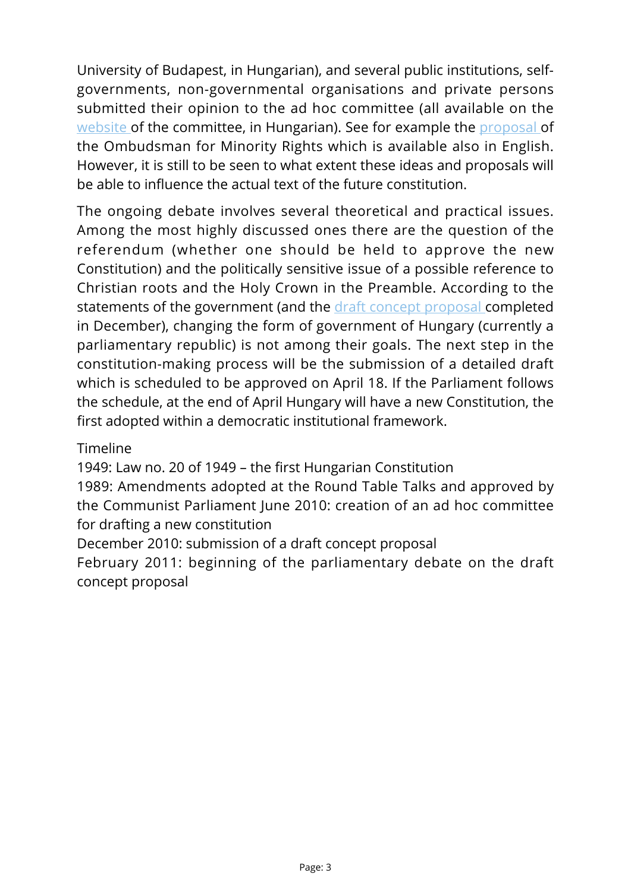University of Budapest, in Hungarian), and several public institutions, self-governments, non-governmental organisations and private persons submitted their opinion to the ad hoc committee (all available on the website of the committee, in Hungarian). See for example the proposal of the Ombudsman for Minority Rights which is available also in English. However, it is still to be seen to what extent these ideas and proposals will be able to influence the actual text of the future constitution.

The ongoing debate involves several theoretical and practical issues. Among the most highly discussed ones there are the question of the referendum (whether one should be held to approve the new Constitution) and the politically sensitive issue of a possible reference to Christian roots and the Holy Crown in the Preamble. According to the statements of the government (and the draft concept proposal completed in December), changing the form of government of Hungary (currently a parliamentary republic) is not among their goals. The next step in the constitution-making process will be the submission of a detailed draft which is scheduled to be approved on April 18. If the Parliament follows the schedule, at the end of April Hungary will have a new Constitution, the first adopted within a democratic institutional framework.

Timeline

1949: Law no. 20 of 1949 – the first Hungarian Constitution

1989: Amendments adopted at the Round Table Talks and approved by the Communist Parliament June 2010: creation of an ad hoc committee for drafting a new constitution

December 2010: submission of a draft concept proposal

February 2011: beginning of the parliamentary debate on the draft concept proposal